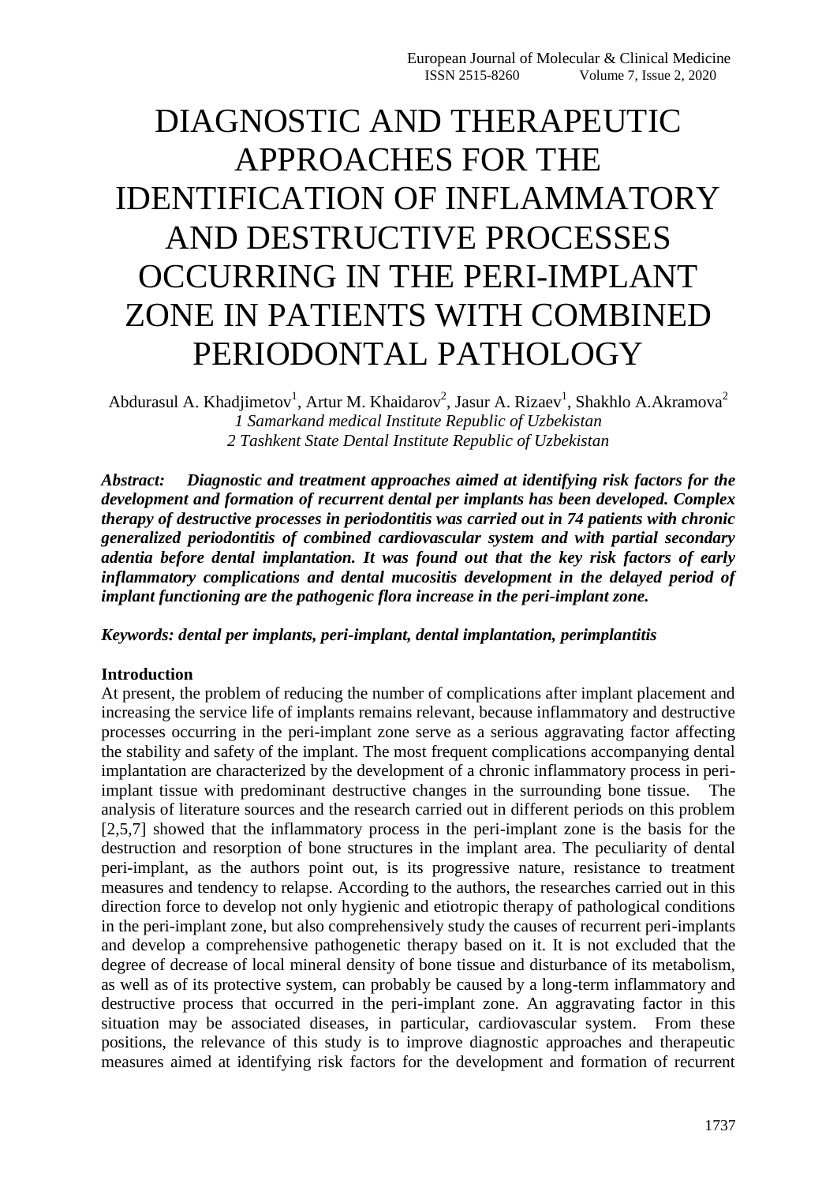# DIAGNOSTIC AND THERAPEUTIC APPROACHES FOR THE IDENTIFICATION OF INFLAMMATORY AND DESTRUCTIVE PROCESSES OCCURRING IN THE PERI-IMPLANT ZONE IN PATIENTS WITH COMBINED PERIODONTAL PATHOLOGY

Abdurasul A. Khadjimetov[1], Artur M. Khaidarov[2], Jasur A. Rizaev[1], Shakhlo A.Akramova[2]

*1 Samarkand medical Institute Republic of Uzbekistan*
*2 Tashkent State Dental Institute Republic of Uzbekistan*

***Abstract:*** ***Diagnostic and treatment approaches aimed at identifying risk factors for the development and formation of recurrent dental per implants has been developed. Complex therapy of destructive processes in periodontitis was carried out in 74 patients with chronic generalized periodontitis of combined cardiovascular system and with partial secondary adentia before dental implantation. It was found out that the key risk factors of early inflammatory complications and dental mucositis development in the delayed period of implant functioning are the pathogenic flora increase in the peri-implant zone.***

***Keywords: dental per implants, peri-implant, dental implantation, perimplantitis***

**Introduction**

At present, the problem of reducing the number of complications after implant placement and increasing the service life of implants remains relevant, because inflammatory and destructive processes occurring in the peri-implant zone serve as a serious aggravating factor affecting the stability and safety of the implant. The most frequent complications accompanying dental implantation are characterized by the development of a chronic inflammatory process in peri-implant tissue with predominant destructive changes in the surrounding bone tissue. The analysis of literature sources and the research carried out in different periods on this problem [2,5,7] showed that the inflammatory process in the peri-implant zone is the basis for the destruction and resorption of bone structures in the implant area. The peculiarity of dental peri-implant, as the authors point out, is its progressive nature, resistance to treatment measures and tendency to relapse. According to the authors, the researches carried out in this direction force to develop not only hygienic and etiotropic therapy of pathological conditions in the peri-implant zone, but also comprehensively study the causes of recurrent peri-implants and develop a comprehensive pathogenetic therapy based on it. It is not excluded that the degree of decrease of local mineral density of bone tissue and disturbance of its metabolism, as well as of its protective system, can probably be caused by a long-term inflammatory and destructive process that occurred in the peri-implant zone. An aggravating factor in this situation may be associated diseases, in particular, cardiovascular system. From these positions, the relevance of this study is to improve diagnostic approaches and therapeutic measures aimed at identifying risk factors for the development and formation of recurrent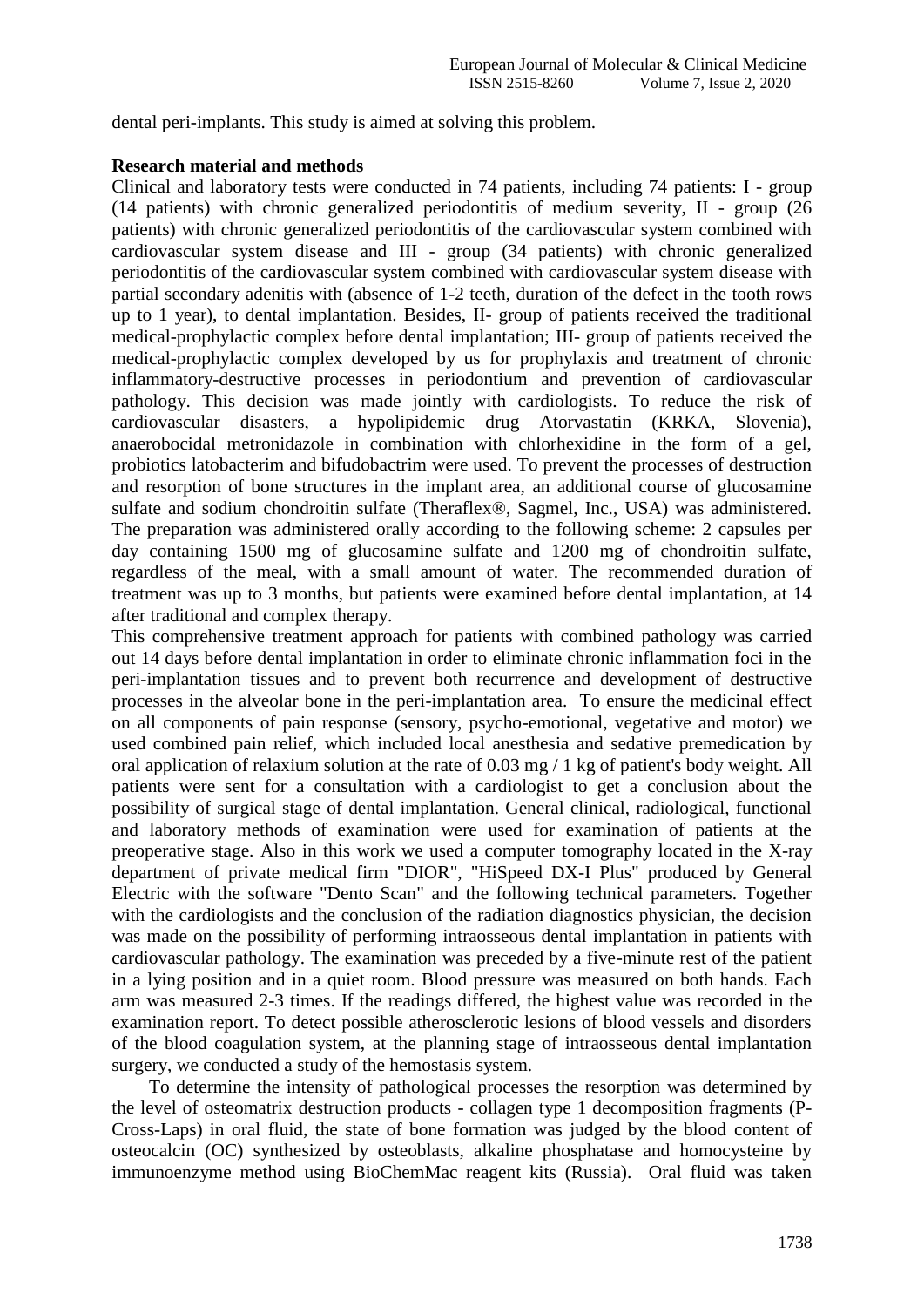dental peri-implants. This study is aimed at solving this problem.

**Research material and methods**

Clinical and laboratory tests were conducted in 74 patients, including 74 patients: I - group (14 patients) with chronic generalized periodontitis of medium severity, II - group (26 patients) with chronic generalized periodontitis of the cardiovascular system combined with cardiovascular system disease and III - group (34 patients) with chronic generalized periodontitis of the cardiovascular system combined with cardiovascular system disease with partial secondary adenitis with (absence of 1-2 teeth, duration of the defect in the tooth rows up to 1 year), to dental implantation. Besides, II- group of patients received the traditional medical-prophylactic complex before dental implantation; III- group of patients received the medical-prophylactic complex developed by us for prophylaxis and treatment of chronic inflammatory-destructive processes in periodontium and prevention of cardiovascular pathology. This decision was made jointly with cardiologists. To reduce the risk of cardiovascular disasters, a hypolipidemic drug Atorvastatin (KRKA, Slovenia), anaerobocidal metronidazole in combination with chlorhexidine in the form of a gel, probiotics latobacterim and bifudobactrim were used. To prevent the processes of destruction and resorption of bone structures in the implant area, an additional course of glucosamine sulfate and sodium chondroitin sulfate (Theraflex®, Sagmel, Inc., USA) was administered. The preparation was administered orally according to the following scheme: 2 capsules per day containing 1500 mg of glucosamine sulfate and 1200 mg of chondroitin sulfate, regardless of the meal, with a small amount of water. The recommended duration of treatment was up to 3 months, but patients were examined before dental implantation, at 14 after traditional and complex therapy.

This comprehensive treatment approach for patients with combined pathology was carried out 14 days before dental implantation in order to eliminate chronic inflammation foci in the peri-implantation tissues and to prevent both recurrence and development of destructive processes in the alveolar bone in the peri-implantation area. To ensure the medicinal effect on all components of pain response (sensory, psycho-emotional, vegetative and motor) we used combined pain relief, which included local anesthesia and sedative premedication by oral application of relaxium solution at the rate of 0.03 mg / 1 kg of patient's body weight. All patients were sent for a consultation with a cardiologist to get a conclusion about the possibility of surgical stage of dental implantation. General clinical, radiological, functional and laboratory methods of examination were used for examination of patients at the preoperative stage. Also in this work we used a computer tomography located in the X-ray department of private medical firm "DIOR", "HiSpeed DX-I Plus" produced by General Electric with the software "Dento Scan" and the following technical parameters. Together with the cardiologists and the conclusion of the radiation diagnostics physician, the decision was made on the possibility of performing intraosseous dental implantation in patients with cardiovascular pathology. The examination was preceded by a five-minute rest of the patient in a lying position and in a quiet room. Blood pressure was measured on both hands. Each arm was measured 2-3 times. If the readings differed, the highest value was recorded in the examination report. To detect possible atherosclerotic lesions of blood vessels and disorders of the blood coagulation system, at the planning stage of intraosseous dental implantation surgery, we conducted a study of the hemostasis system.

To determine the intensity of pathological processes the resorption was determined by the level of osteomatrix destruction products - collagen type 1 decomposition fragments (P-Cross-Laps) in oral fluid, the state of bone formation was judged by the blood content of osteocalcin (OC) synthesized by osteoblasts, alkaline phosphatase and homocysteine by immunoenzyme method using BioChemMac reagent kits (Russia). Oral fluid was taken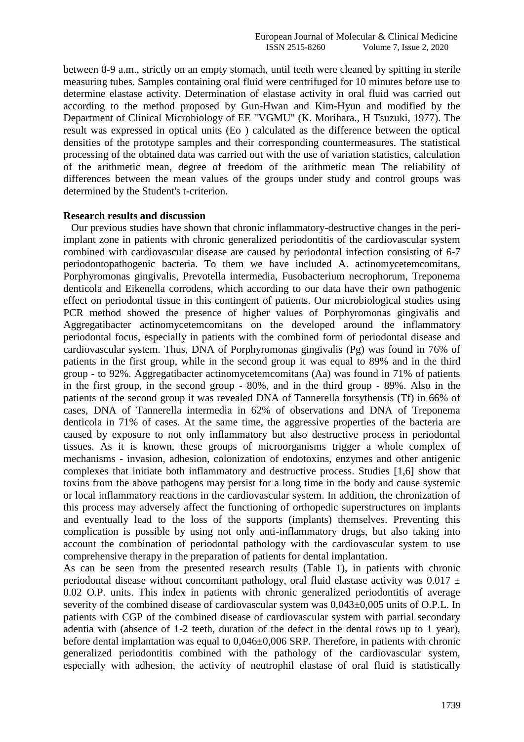between 8-9 a.m., strictly on an empty stomach, until teeth were cleaned by spitting in sterile measuring tubes. Samples containing oral fluid were centrifuged for 10 minutes before use to determine elastase activity. Determination of elastase activity in oral fluid was carried out according to the method proposed by Gun-Hwan and Kim-Hyun and modified by the Department of Clinical Microbiology of EE "VGMU" (K. Morihara., H Tsuzuki, 1977). The result was expressed in optical units (Eo ) calculated as the difference between the optical densities of the prototype samples and their corresponding countermeasures. The statistical processing of the obtained data was carried out with the use of variation statistics, calculation of the arithmetic mean, degree of freedom of the arithmetic mean The reliability of differences between the mean values of the groups under study and control groups was determined by the Student's t-criterion.

**Research results and discussion**

Our previous studies have shown that chronic inflammatory-destructive changes in the peri-implant zone in patients with chronic generalized periodontitis of the cardiovascular system combined with cardiovascular disease are caused by periodontal infection consisting of 6-7 periodontopathogenic bacteria. To them we have included A. actinomycetemcomitans, Porphyromonas gingivalis, Prevotella intermedia, Fusobacterium necrophorum, Treponema denticola and Eikenella corrodens, which according to our data have their own pathogenic effect on periodontal tissue in this contingent of patients. Our microbiological studies using PCR method showed the presence of higher values of Porphyromonas gingivalis and Aggregatibacter actinomycetemcomitans on the developed around the inflammatory periodontal focus, especially in patients with the combined form of periodontal disease and cardiovascular system. Thus, DNA of Porphyromonas gingivalis (Pg) was found in 76% of patients in the first group, while in the second group it was equal to 89% and in the third group - to 92%. Aggregatibacter actinomycetemcomitans (Aa) was found in 71% of patients in the first group, in the second group - 80%, and in the third group - 89%. Also in the patients of the second group it was revealed DNA of Tannerella forsythensis (Tf) in 66% of cases, DNA of Tannerella intermedia in 62% of observations and DNA of Treponema denticola in 71% of cases. At the same time, the aggressive properties of the bacteria are caused by exposure to not only inflammatory but also destructive process in periodontal tissues. As it is known, these groups of microorganisms trigger a whole complex of mechanisms - invasion, adhesion, colonization of endotoxins, enzymes and other antigenic complexes that initiate both inflammatory and destructive process. Studies [1,6] show that toxins from the above pathogens may persist for a long time in the body and cause systemic or local inflammatory reactions in the cardiovascular system. In addition, the chronization of this process may adversely affect the functioning of orthopedic superstructures on implants and eventually lead to the loss of the supports (implants) themselves. Preventing this complication is possible by using not only anti-inflammatory drugs, but also taking into account the combination of periodontal pathology with the cardiovascular system to use comprehensive therapy in the preparation of patients for dental implantation.

As can be seen from the presented research results (Table 1), in patients with chronic periodontal disease without concomitant pathology, oral fluid elastase activity was 0.017 ± 0.02 O.P. units. This index in patients with chronic generalized periodontitis of average severity of the combined disease of cardiovascular system was 0,043±0,005 units of O.P.L. In patients with CGP of the combined disease of cardiovascular system with partial secondary adentia with (absence of 1-2 teeth, duration of the defect in the dental rows up to 1 year), before dental implantation was equal to 0,046±0,006 SRP. Therefore, in patients with chronic generalized periodontitis combined with the pathology of the cardiovascular system, especially with adhesion, the activity of neutrophil elastase of oral fluid is statistically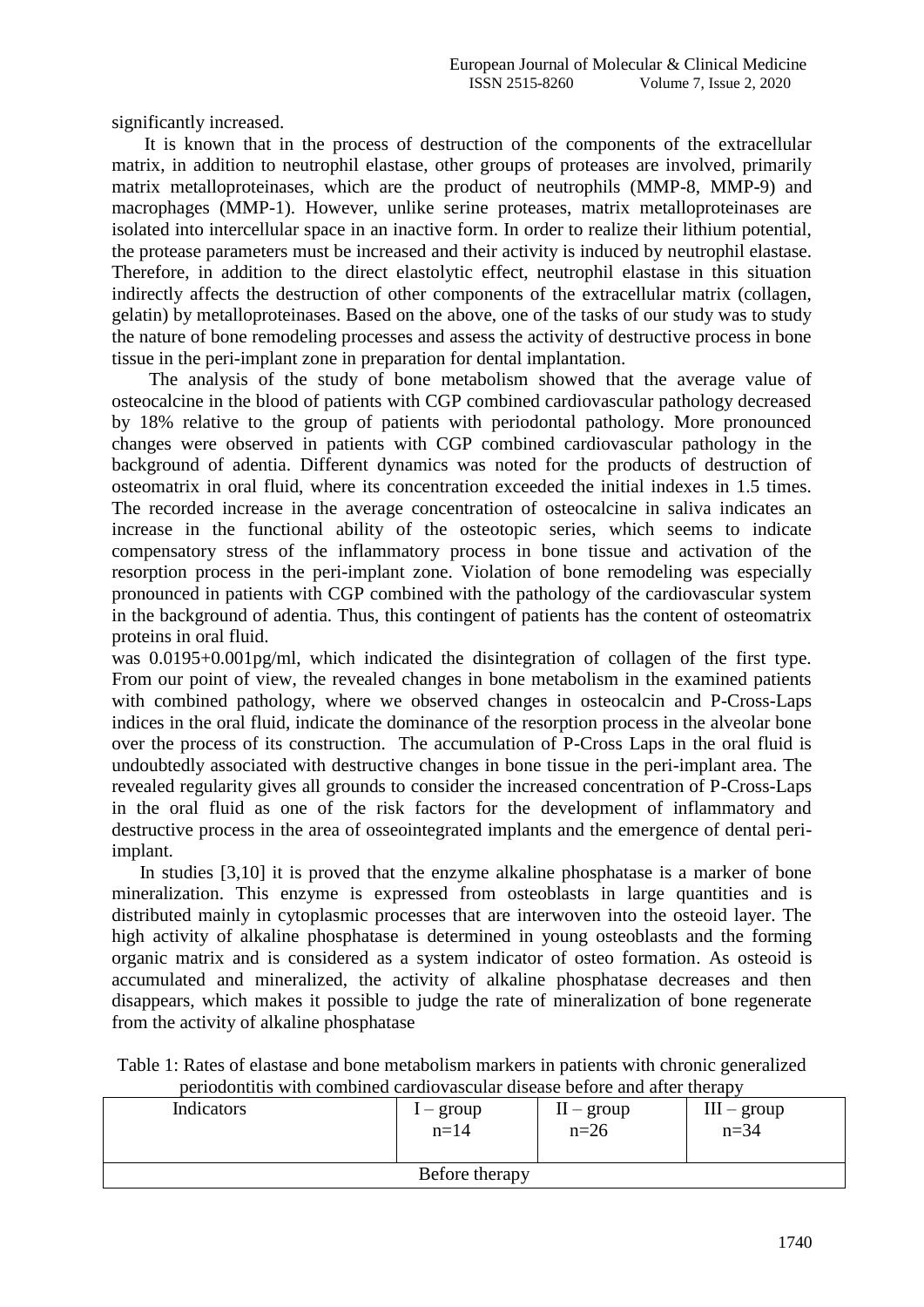significantly increased.

It is known that in the process of destruction of the components of the extracellular matrix, in addition to neutrophil elastase, other groups of proteases are involved, primarily matrix metalloproteinases, which are the product of neutrophils (MMP-8, MMP-9) and macrophages (MMP-1). However, unlike serine proteases, matrix metalloproteinases are isolated into intercellular space in an inactive form. In order to realize their lithium potential, the protease parameters must be increased and their activity is induced by neutrophil elastase. Therefore, in addition to the direct elastolytic effect, neutrophil elastase in this situation indirectly affects the destruction of other components of the extracellular matrix (collagen, gelatin) by metalloproteinases. Based on the above, one of the tasks of our study was to study the nature of bone remodeling processes and assess the activity of destructive process in bone tissue in the peri-implant zone in preparation for dental implantation.

The analysis of the study of bone metabolism showed that the average value of osteocalcine in the blood of patients with CGP combined cardiovascular pathology decreased by 18% relative to the group of patients with periodontal pathology. More pronounced changes were observed in patients with CGP combined cardiovascular pathology in the background of adentia. Different dynamics was noted for the products of destruction of osteomatrix in oral fluid, where its concentration exceeded the initial indexes in 1.5 times. The recorded increase in the average concentration of osteocalcine in saliva indicates an increase in the functional ability of the osteotopic series, which seems to indicate compensatory stress of the inflammatory process in bone tissue and activation of the resorption process in the peri-implant zone. Violation of bone remodeling was especially pronounced in patients with CGP combined with the pathology of the cardiovascular system in the background of adentia. Thus, this contingent of patients has the content of osteomatrix proteins in oral fluid.

was 0.0195+0.001pg/ml, which indicated the disintegration of collagen of the first type. From our point of view, the revealed changes in bone metabolism in the examined patients with combined pathology, where we observed changes in osteocalcin and P-Cross-Laps indices in the oral fluid, indicate the dominance of the resorption process in the alveolar bone over the process of its construction. The accumulation of P-Cross Laps in the oral fluid is undoubtedly associated with destructive changes in bone tissue in the peri-implant area. The revealed regularity gives all grounds to consider the increased concentration of P-Cross-Laps in the oral fluid as one of the risk factors for the development of inflammatory and destructive process in the area of osseointegrated implants and the emergence of dental peri-implant.

In studies [3,10] it is proved that the enzyme alkaline phosphatase is a marker of bone mineralization. This enzyme is expressed from osteoblasts in large quantities and is distributed mainly in cytoplasmic processes that are interwoven into the osteoid layer. The high activity of alkaline phosphatase is determined in young osteoblasts and the forming organic matrix and is considered as a system indicator of osteo formation. As osteoid is accumulated and mineralized, the activity of alkaline phosphatase decreases and then disappears, which makes it possible to judge the rate of mineralization of bone regenerate from the activity of alkaline phosphatase

Table 1: Rates of elastase and bone metabolism markers in patients with chronic generalized periodontitis with combined cardiovascular disease before and after therapy

| Indicators | I – group n=14 | II – group n=26 | III – group n=34 |
|---|---|---|---|
| Before therapy | | | |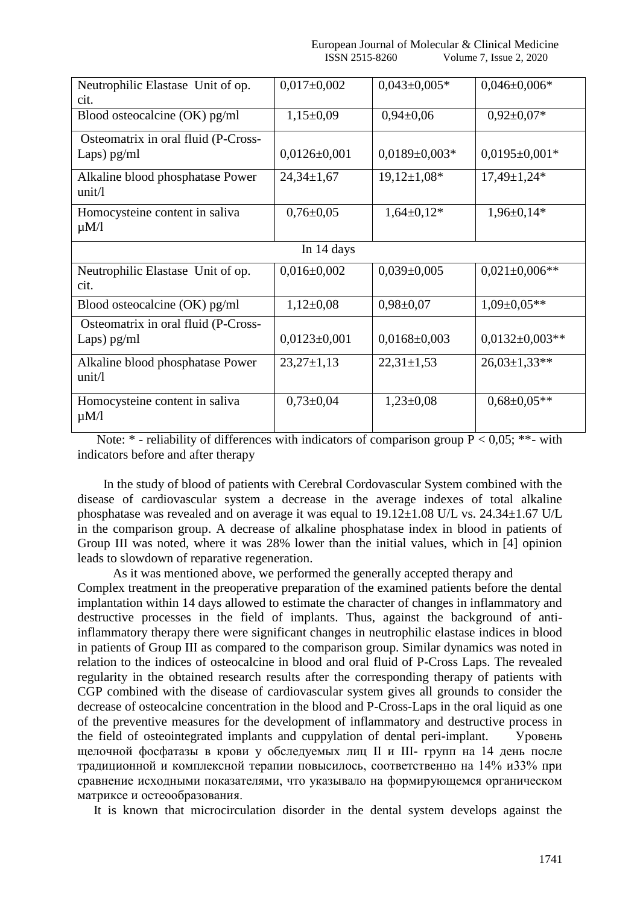| Neutrophilic Elastase Unit of op. cit. | 0,017±0,002 | 0,043±0,005* | 0,046±0,006* |
|---|---|---|---|
| Blood osteocalcine (OK) pg/ml | 1,15±0,09 | 0,94±0,06 | 0,92±0,07* |
| Osteomatrix in oral fluid (P-Cross-Laps) pg/ml | 0,0126±0,001 | 0,0189±0,003* | 0,0195±0,001* |
| Alkaline blood phosphatase Power unit/l | 24,34±1,67 | 19,12±1,08* | 17,49±1,24* |
| Homocysteine content in saliva μM/l | 0,76±0,05 | 1,64±0,12* | 1,96±0,14* |
| In 14 days | | | |
| Neutrophilic Elastase Unit of op. cit. | 0,016±0,002 | 0,039±0,005 | 0,021±0,006** |
| Blood osteocalcine (OK) pg/ml | 1,12±0,08 | 0,98±0,07 | 1,09±0,05** |
| Osteomatrix in oral fluid (P-Cross-Laps) pg/ml | 0,0123±0,001 | 0,0168±0,003 | 0,0132±0,003** |
| Alkaline blood phosphatase Power unit/l | 23,27±1,13 | 22,31±1,53 | 26,03±1,33** |
| Homocysteine content in saliva μM/l | 0,73±0,04 | 1,23±0,08 | 0,68±0,05** |

Note: * - reliability of differences with indicators of comparison group P < 0,05; **- with indicators before and after therapy

In the study of blood of patients with Cerebral Cordovascular System combined with the disease of cardiovascular system a decrease in the average indexes of total alkaline phosphatase was revealed and on average it was equal to 19.12±1.08 U/L vs. 24.34±1.67 U/L in the comparison group. A decrease of alkaline phosphatase index in blood in patients of Group III was noted, where it was 28% lower than the initial values, which in [4] opinion leads to slowdown of reparative regeneration.

As it was mentioned above, we performed the generally accepted therapy and Complex treatment in the preoperative preparation of the examined patients before the dental implantation within 14 days allowed to estimate the character of changes in inflammatory and destructive processes in the field of implants. Thus, against the background of anti-inflammatory therapy there were significant changes in neutrophilic elastase indices in blood in patients of Group III as compared to the comparison group. Similar dynamics was noted in relation to the indices of osteocalcine in blood and oral fluid of P-Cross Laps. The revealed regularity in the obtained research results after the corresponding therapy of patients with CGP combined with the disease of cardiovascular system gives all grounds to consider the decrease of osteocalcine concentration in the blood and P-Cross-Laps in the oral liquid as one of the preventive measures for the development of inflammatory and destructive process in the field of osteointegrated implants and cuppylation of dental peri-implant. Уровень щелочной фосфатазы в крови у обследуемых лиц II и III- групп на 14 день после традиционной и комплексной терапии повысилось, соответственно на 14% и33% при сравнение исходными показателями, что указывало на формирующемся органическом матриксе и остеообразования.

It is known that microcirculation disorder in the dental system develops against the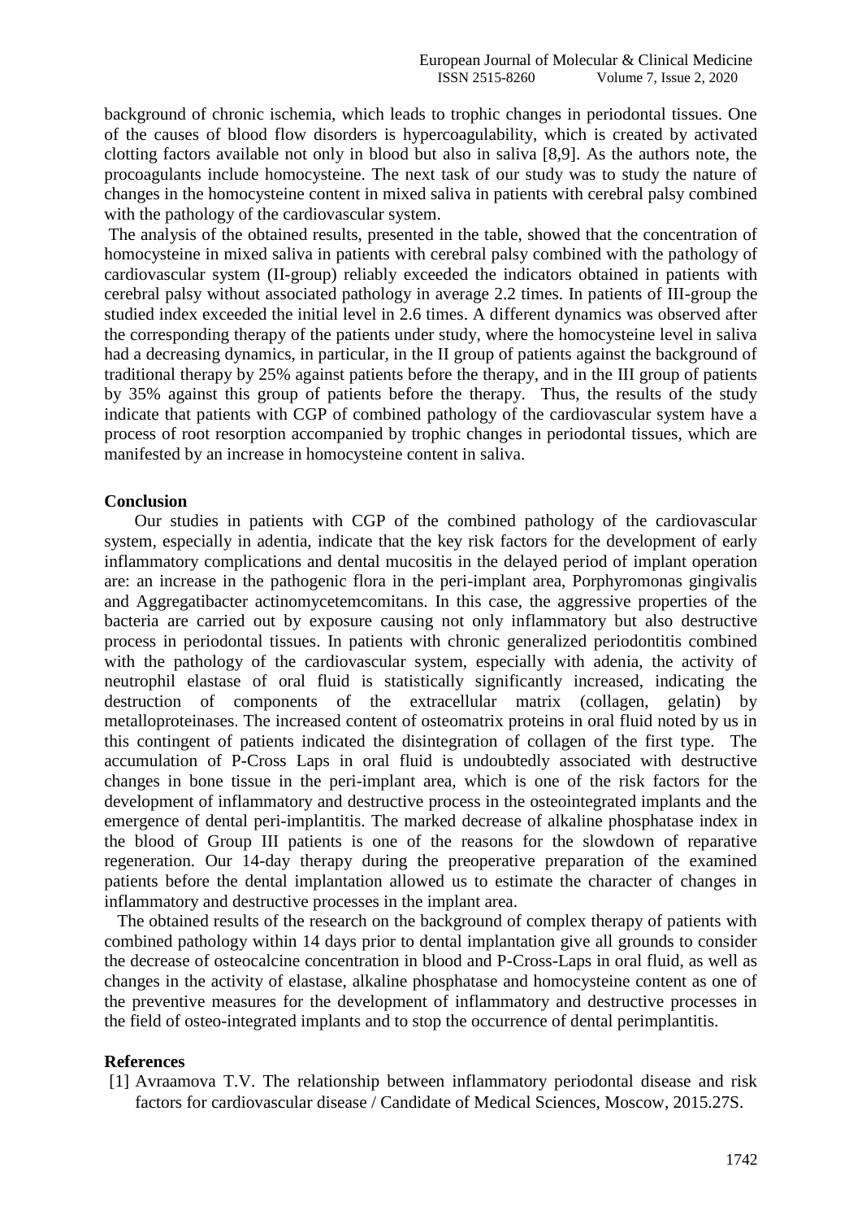background of chronic ischemia, which leads to trophic changes in periodontal tissues. One of the causes of blood flow disorders is hypercoagulability, which is created by activated clotting factors available not only in blood but also in saliva [8,9]. As the authors note, the procoagulants include homocysteine. The next task of our study was to study the nature of changes in the homocysteine content in mixed saliva in patients with cerebral palsy combined with the pathology of the cardiovascular system.

The analysis of the obtained results, presented in the table, showed that the concentration of homocysteine in mixed saliva in patients with cerebral palsy combined with the pathology of cardiovascular system (II-group) reliably exceeded the indicators obtained in patients with cerebral palsy without associated pathology in average 2.2 times. In patients of III-group the studied index exceeded the initial level in 2.6 times. A different dynamics was observed after the corresponding therapy of the patients under study, where the homocysteine level in saliva had a decreasing dynamics, in particular, in the II group of patients against the background of traditional therapy by 25% against patients before the therapy, and in the III group of patients by 35% against this group of patients before the therapy. Thus, the results of the study indicate that patients with CGP of combined pathology of the cardiovascular system have a process of root resorption accompanied by trophic changes in periodontal tissues, which are manifested by an increase in homocysteine content in saliva.

## Conclusion

Our studies in patients with CGP of the combined pathology of the cardiovascular system, especially in adentia, indicate that the key risk factors for the development of early inflammatory complications and dental mucositis in the delayed period of implant operation are: an increase in the pathogenic flora in the peri-implant area, Porphyromonas gingivalis and Aggregatibacter actinomycetemcomitans. In this case, the aggressive properties of the bacteria are carried out by exposure causing not only inflammatory but also destructive process in periodontal tissues. In patients with chronic generalized periodontitis combined with the pathology of the cardiovascular system, especially with adenia, the activity of neutrophil elastase of oral fluid is statistically significantly increased, indicating the destruction of components of the extracellular matrix (collagen, gelatin) by metalloproteinases. The increased content of osteomatrix proteins in oral fluid noted by us in this contingent of patients indicated the disintegration of collagen of the first type. The accumulation of P-Cross Laps in oral fluid is undoubtedly associated with destructive changes in bone tissue in the peri-implant area, which is one of the risk factors for the development of inflammatory and destructive process in the osteointegrated implants and the emergence of dental peri-implantitis. The marked decrease of alkaline phosphatase index in the blood of Group III patients is one of the reasons for the slowdown of reparative regeneration. Our 14-day therapy during the preoperative preparation of the examined patients before the dental implantation allowed us to estimate the character of changes in inflammatory and destructive processes in the implant area.

The obtained results of the research on the background of complex therapy of patients with combined pathology within 14 days prior to dental implantation give all grounds to consider the decrease of osteocalcine concentration in blood and P-Cross-Laps in oral fluid, as well as changes in the activity of elastase, alkaline phosphatase and homocysteine content as one of the preventive measures for the development of inflammatory and destructive processes in the field of osteo-integrated implants and to stop the occurrence of dental perimplantitis.

## References

[1] Avraamova T.V. The relationship between inflammatory periodontal disease and risk factors for cardiovascular disease / Candidate of Medical Sciences, Moscow, 2015.27S.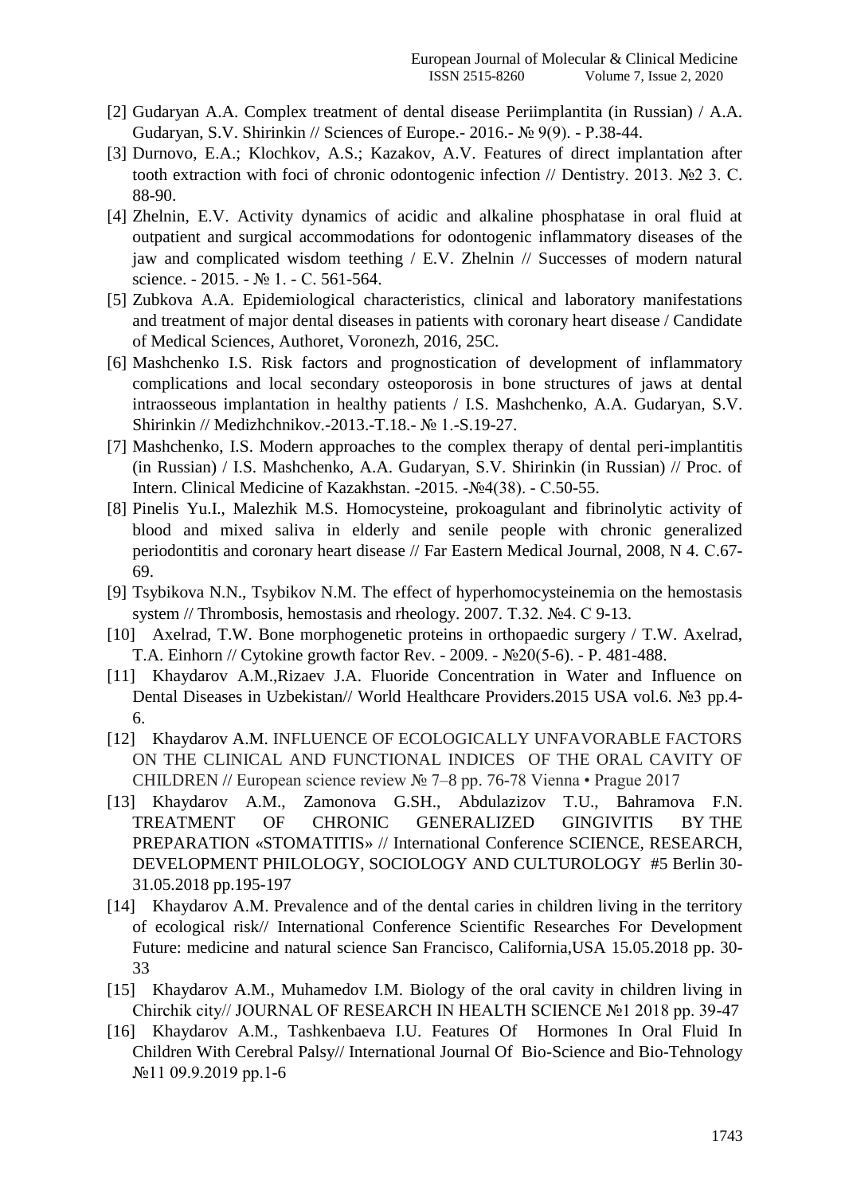[2] Gudaryan A.A. Complex treatment of dental disease Periimplantita (in Russian) / A.A. Gudaryan, S.V. Shirinkin // Sciences of Europe.- 2016.- № 9(9). - P.38-44.

[3] Durnovo, E.A.; Klochkov, A.S.; Kazakov, A.V. Features of direct implantation after tooth extraction with foci of chronic odontogenic infection // Dentistry. 2013. №2 3. C. 88-90.

[4] Zhelnin, E.V. Activity dynamics of acidic and alkaline phosphatase in oral fluid at outpatient and surgical accommodations for odontogenic inflammatory diseases of the jaw and complicated wisdom teething / E.V. Zhelnin // Successes of modern natural science. - 2015. - № 1. - C. 561-564.

[5] Zubkova A.A. Epidemiological characteristics, clinical and laboratory manifestations and treatment of major dental diseases in patients with coronary heart disease / Candidate of Medical Sciences, Authoret, Voronezh, 2016, 25C.

[6] Mashchenko I.S. Risk factors and prognostication of development of inflammatory complications and local secondary osteoporosis in bone structures of jaws at dental intraosseous implantation in healthy patients / I.S. Mashchenko, A.A. Gudaryan, S.V. Shirinkin // Medizhchnikov.-2013.-T.18.- № 1.-S.19-27.

[7] Mashchenko, I.S. Modern approaches to the complex therapy of dental peri-implantitis (in Russian) / I.S. Mashchenko, A.A. Gudaryan, S.V. Shirinkin (in Russian) // Proc. of Intern. Clinical Medicine of Kazakhstan. -2015. -№4(38). - C.50-55.

[8] Pinelis Yu.I., Malezhik M.S. Homocysteine, prokoagulant and fibrinolytic activity of blood and mixed saliva in elderly and senile people with chronic generalized periodontitis and coronary heart disease // Far Eastern Medical Journal, 2008, N 4. C.67-69.

[9] Tsybikova N.N., Tsybikov N.M. The effect of hyperhomocysteinemia on the hemostasis system // Thrombosis, hemostasis and rheology. 2007. T.32. №4. C 9-13.

[10] Axelrad, T.W. Bone morphogenetic proteins in orthopaedic surgery / T.W. Axelrad, T.A. Einhorn // Cytokine growth factor Rev. - 2009. - №20(5-6). - P. 481-488.

[11] Khaydarov A.M.,Rizaev J.A. Fluoride Concentration in Water and Influence on Dental Diseases in Uzbekistan// World Healthcare Providers.2015 USA vol.6. №3 pp.4-6.

[12] Khaydarov A.M. INFLUENCE OF ECOLOGICALLY UNFAVORABLE FACTORS ON THE CLINICAL AND FUNCTIONAL INDICES OF THE ORAL CAVITY OF CHILDREN // European science review № 7–8 pp. 76-78 Vienna • Prague 2017

[13] Khaydarov A.M., Zamonova G.SH., Abdulazizov T.U., Bahramova F.N. TREATMENT OF CHRONIC GENERALIZED GINGIVITIS BY THE PREPARATION «STOMATITIS» // International Conference SCIENCE, RESEARCH, DEVELOPMENT PHILOLOGY, SOCIOLOGY AND CULTUROLOGY #5 Berlin 30-31.05.2018 pp.195-197

[14] Khaydarov A.M. Prevalence and of the dental caries in children living in the territory of ecological risk// International Conference Scientific Researches For Development Future: medicine and natural science San Francisco, California,USA 15.05.2018 pp. 30-33

[15] Khaydarov A.M., Muhamedov I.M. Biology of the oral cavity in children living in Chirchik city// JOURNAL OF RESEARCH IN HEALTH SCIENCE №1 2018 pp. 39-47

[16] Khaydarov A.M., Tashkenbaeva I.U. Features Of Hormones In Oral Fluid In Children With Cerebral Palsy// International Journal Of Bio-Science and Bio-Tehnology №11 09.9.2019 pp.1-6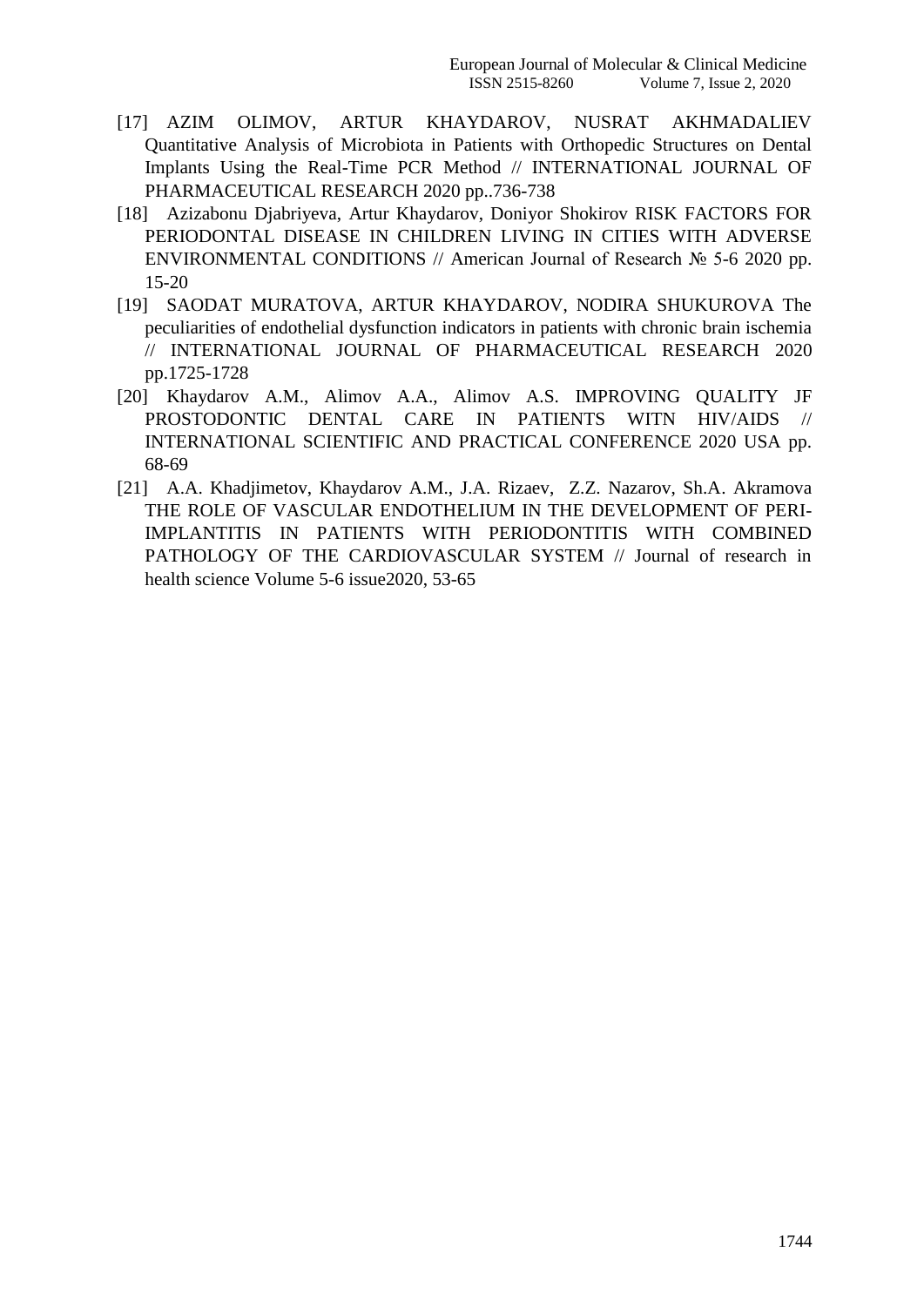[17] AZIM OLIMOV, ARTUR KHAYDAROV, NUSRAT AKHMADALIEV Quantitative Analysis of Microbiota in Patients with Orthopedic Structures on Dental Implants Using the Real-Time PCR Method // INTERNATIONAL JOURNAL OF PHARMACEUTICAL RESEARCH 2020 pp..736-738

[18] Azizabonu Djabriyeva, Artur Khaydarov, Doniyor Shokirov RISK FACTORS FOR PERIODONTAL DISEASE IN CHILDREN LIVING IN CITIES WITH ADVERSE ENVIRONMENTAL CONDITIONS // American Journal of Research № 5-6 2020 pp. 15-20

[19] SAODAT MURATOVA, ARTUR KHAYDAROV, NODIRA SHUKUROVA The peculiarities of endothelial dysfunction indicators in patients with chronic brain ischemia // INTERNATIONAL JOURNAL OF PHARMACEUTICAL RESEARCH 2020 pp.1725-1728

[20] Khaydarov A.M., Alimov A.A., Alimov A.S. IMPROVING QUALITY JF PROSTODONTIC DENTAL CARE IN PATIENTS WITN HIV/AIDS // INTERNATIONAL SCIENTIFIC AND PRACTICAL CONFERENCE 2020 USA pp. 68-69

[21] A.A. Khadjimetov, Khaydarov A.M., J.A. Rizaev, Z.Z. Nazarov, Sh.A. Akramova THE ROLE OF VASCULAR ENDOTHELIUM IN THE DEVELOPMENT OF PERI-IMPLANTITIS IN PATIENTS WITH PERIODONTITIS WITH COMBINED PATHOLOGY OF THE CARDIOVASCULAR SYSTEM // Journal of research in health science Volume 5-6 issue2020, 53-65